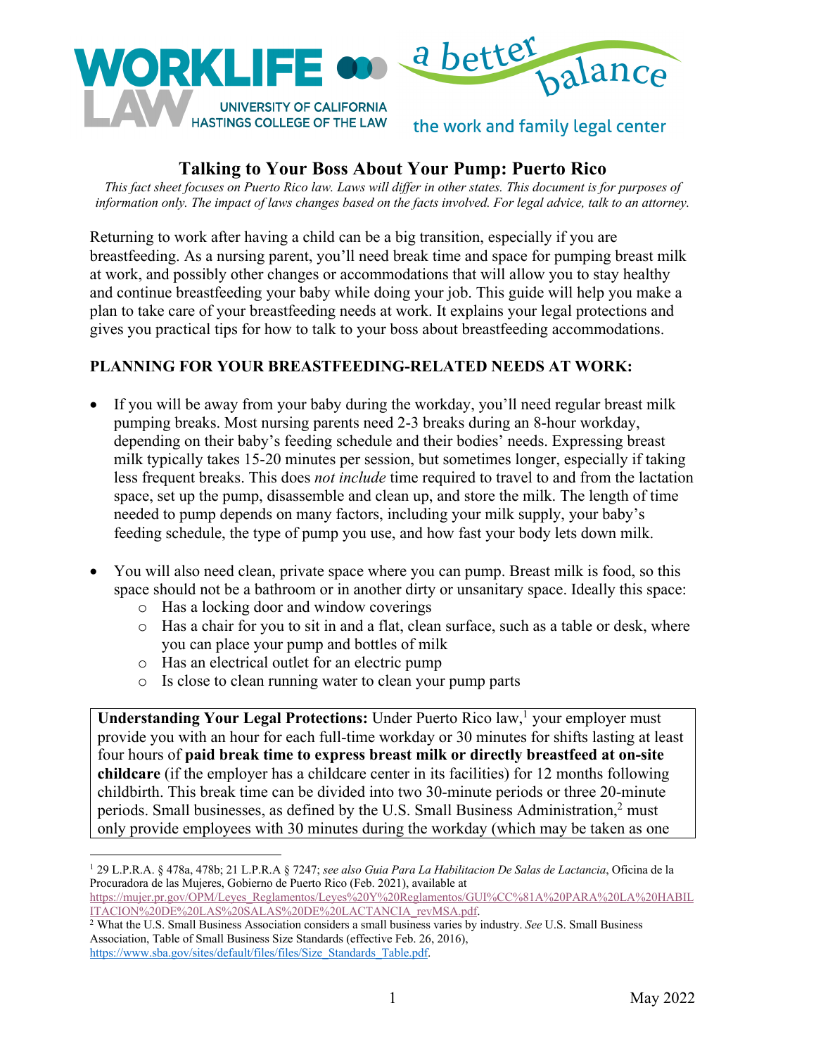WORKLIFE LAW — UNIVERSITY OF CALIFORNIA HASTINGS COLLEGE OF THE LAW

a better balance — the work and family legal center

# Talking to Your Boss About Your Pump: Puerto Rico

*This fact sheet focuses on Puerto Rico law. Laws will differ in other states. This document is for purposes of information only. The impact of laws changes based on the facts involved. For legal advice, talk to an attorney.*

Returning to work after having a child can be a big transition, especially if you are breastfeeding. As a nursing parent, you'll need break time and space for pumping breast milk at work, and possibly other changes or accommodations that will allow you to stay healthy and continue breastfeeding your baby while doing your job. This guide will help you make a plan to take care of your breastfeeding needs at work. It explains your legal protections and gives you practical tips for how to talk to your boss about breastfeeding accommodations.

## PLANNING FOR YOUR BREASTFEEDING-RELATED NEEDS AT WORK:

- If you will be away from your baby during the workday, you'll need regular breast milk pumping breaks. Most nursing parents need 2-3 breaks during an 8-hour workday, depending on their baby's feeding schedule and their bodies' needs. Expressing breast milk typically takes 15-20 minutes per session, but sometimes longer, especially if taking less frequent breaks. This does *not include* time required to travel to and from the lactation space, set up the pump, disassemble and clean up, and store the milk. The length of time needed to pump depends on many factors, including your milk supply, your baby's feeding schedule, the type of pump you use, and how fast your body lets down milk.

- You will also need clean, private space where you can pump. Breast milk is food, so this space should not be a bathroom or in another dirty or unsanitary space. Ideally this space:
  - Has a locking door and window coverings
  - Has a chair for you to sit in and a flat, clean surface, such as a table or desk, where you can place your pump and bottles of milk
  - Has an electrical outlet for an electric pump
  - Is close to clean running water to clean your pump parts

**Understanding Your Legal Protections:** Under Puerto Rico law,[1] your employer must provide you with an hour for each full-time workday or 30 minutes for shifts lasting at least four hours of **paid break time to express breast milk or directly breastfeed at on-site childcare** (if the employer has a childcare center in its facilities) for 12 months following childbirth. This break time can be divided into two 30-minute periods or three 20-minute periods. Small businesses, as defined by the U.S. Small Business Administration,[2] must only provide employees with 30 minutes during the workday (which may be taken as one

---

[1] 29 L.P.R.A. § 478a, 478b; 21 L.P.R.A § 7247; *see also Guia Para La Habilitacion De Salas de Lactancia*, Oficina de la Procuradora de las Mujeres, Gobierno de Puerto Rico (Feb. 2021), available at https://mujer.pr.gov/OPM/Leyes_Reglamentos/Leyes%20Y%20Reglamentos/GUI%CC%81A%20PARA%20LA%20HABILITACION%20DE%20LAS%20SALAS%20DE%20LACTANCIA_revMSA.pdf.

[2] What the U.S. Small Business Association considers a small business varies by industry. *See* U.S. Small Business Association, Table of Small Business Size Standards (effective Feb. 26, 2016), https://www.sba.gov/sites/default/files/files/Size_Standards_Table.pdf.

May 2022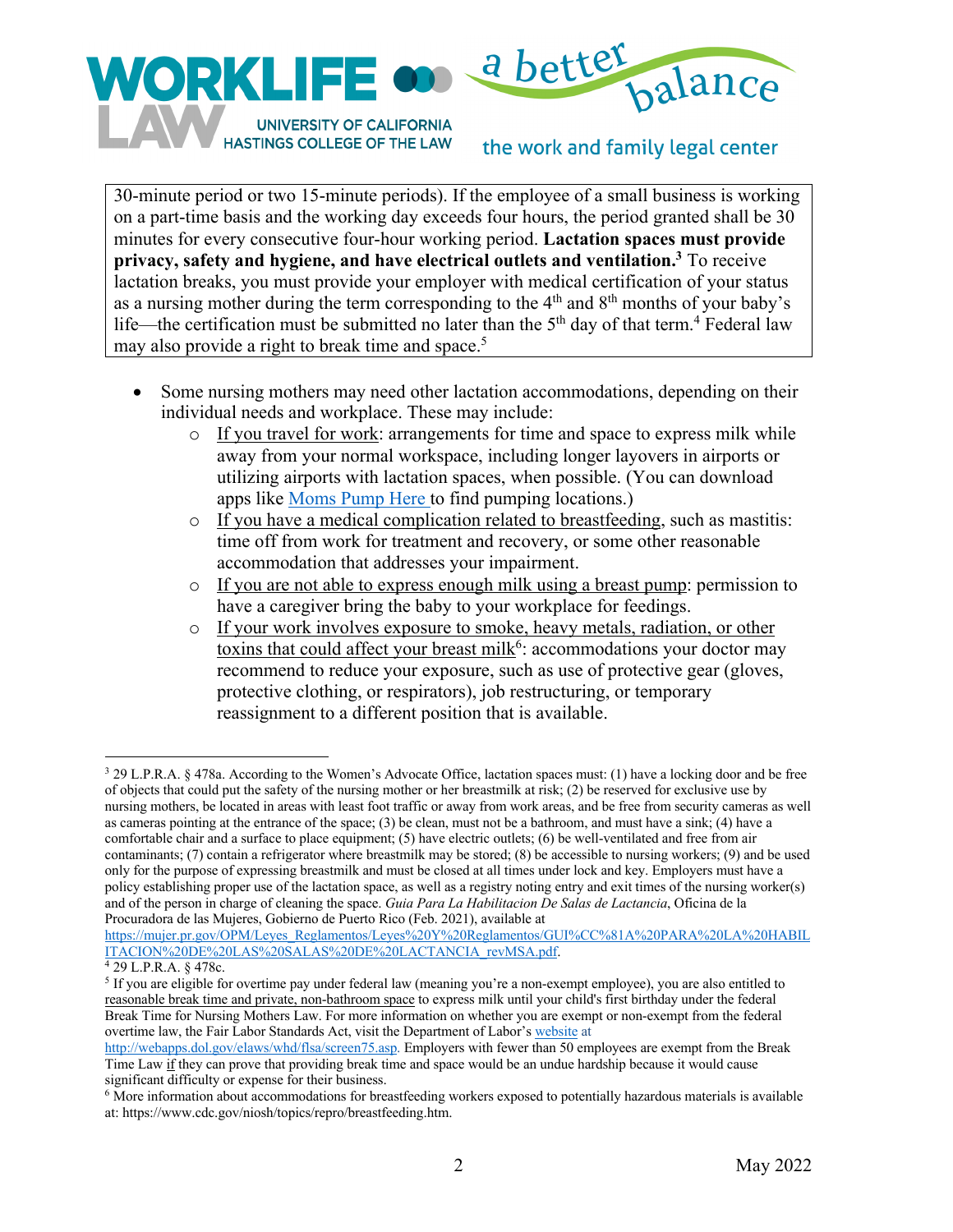30-minute period or two 15-minute periods). If the employee of a small business is working on a part-time basis and the working day exceeds four hours, the period granted shall be 30 minutes for every consecutive four-hour working period. **Lactation spaces must provide privacy, safety and hygiene, and have electrical outlets and ventilation.**[3] To receive lactation breaks, you must provide your employer with medical certification of your status as a nursing mother during the term corresponding to the 4th and 8th months of your baby's life—the certification must be submitted no later than the 5th day of that term.[4] Federal law may also provide a right to break time and space.[5]

- Some nursing mothers may need other lactation accommodations, depending on their individual needs and workplace. These may include:
  - If you travel for work: arrangements for time and space to express milk while away from your normal workspace, including longer layovers in airports or utilizing airports with lactation spaces, when possible. (You can download apps like [Moms Pump Here](#) to find pumping locations.)
  - If you have a medical complication related to breastfeeding, such as mastitis: time off from work for treatment and recovery, or some other reasonable accommodation that addresses your impairment.
  - If you are not able to express enough milk using a breast pump: permission to have a caregiver bring the baby to your workplace for feedings.
  - If your work involves exposure to smoke, heavy metals, radiation, or other toxins that could affect your breast milk[6]: accommodations your doctor may recommend to reduce your exposure, such as use of protective gear (gloves, protective clothing, or respirators), job restructuring, or temporary reassignment to a different position that is available.

---

[3] 29 L.P.R.A. § 478a. According to the Women's Advocate Office, lactation spaces must: (1) have a locking door and be free of objects that could put the safety of the nursing mother or her breastmilk at risk; (2) be reserved for exclusive use by nursing mothers, be located in areas with least foot traffic or away from work areas, and be free from security cameras as well as cameras pointing at the entrance of the space; (3) be clean, must not be a bathroom, and must have a sink; (4) have a comfortable chair and a surface to place equipment; (5) have electric outlets; (6) be well-ventilated and free from air contaminants; (7) contain a refrigerator where breastmilk may be stored; (8) be accessible to nursing workers; (9) and be used only for the purpose of expressing breastmilk and must be closed at all times under lock and key. Employers must have a policy establishing proper use of the lactation space, as well as a registry noting entry and exit times of the nursing worker(s) and of the person in charge of cleaning the space. *Guia Para La Habilitacion De Salas de Lactancia*, Oficina de la Procuradora de las Mujeres, Gobierno de Puerto Rico (Feb. 2021), available at https://mujer.pr.gov/OPM/Leyes_Reglamentos/Leyes%20Y%20Reglamentos/GUI%CC%81A%20PARA%20LA%20HABILITACION%20DE%20LAS%20SALAS%20DE%20LACTANCIA_revMSA.pdf.

[4] 29 L.P.R.A. § 478c.

[5] If you are eligible for overtime pay under federal law (meaning you're a non-exempt employee), you are also entitled to reasonable break time and private, non-bathroom space to express milk until your child's first birthday under the federal Break Time for Nursing Mothers Law. For more information on whether you are exempt or non-exempt from the federal overtime law, the Fair Labor Standards Act, visit the Department of Labor's [website](http://webapps.dol.gov/elaws/whd/flsa/screen75.asp) at http://webapps.dol.gov/elaws/whd/flsa/screen75.asp. Employers with fewer than 50 employees are exempt from the Break Time Law if they can prove that providing break time and space would be an undue hardship because it would cause significant difficulty or expense for their business.

[6] More information about accommodations for breastfeeding workers exposed to potentially hazardous materials is available at: https://www.cdc.gov/niosh/topics/repro/breastfeeding.htm.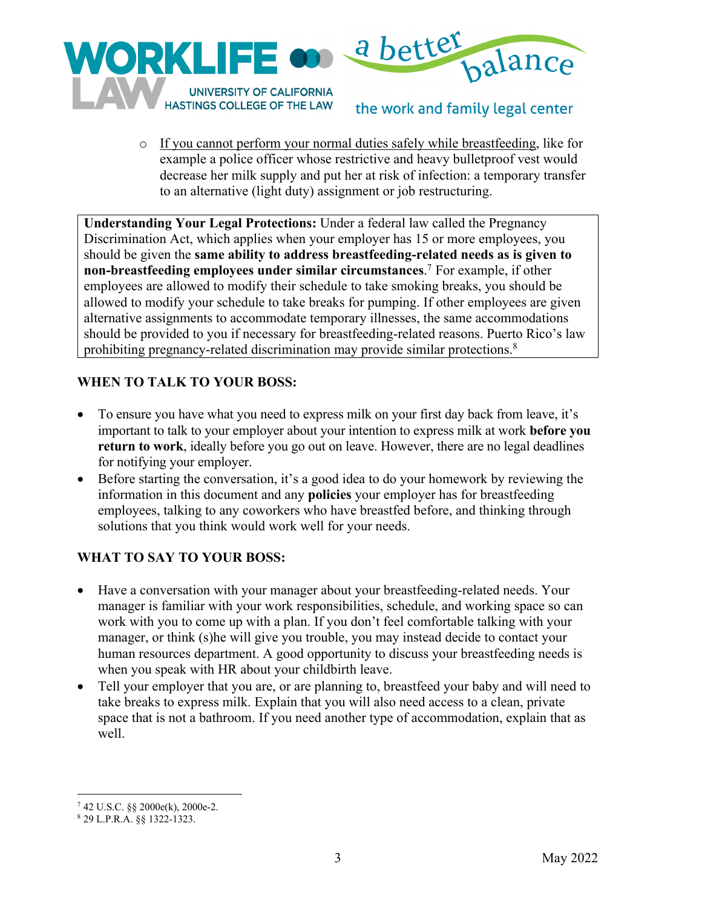- If you cannot perform your normal duties safely while breastfeeding, like for example a police officer whose restrictive and heavy bulletproof vest would decrease her milk supply and put her at risk of infection: a temporary transfer to an alternative (light duty) assignment or job restructuring.

**Understanding Your Legal Protections:** Under a federal law called the Pregnancy Discrimination Act, which applies when your employer has 15 or more employees, you should be given the **same ability to address breastfeeding-related needs as is given to non-breastfeeding employees under similar circumstances**.[7] For example, if other employees are allowed to modify their schedule to take smoking breaks, you should be allowed to modify your schedule to take breaks for pumping. If other employees are given alternative assignments to accommodate temporary illnesses, the same accommodations should be provided to you if necessary for breastfeeding-related reasons. Puerto Rico's law prohibiting pregnancy-related discrimination may provide similar protections.[8]

## WHEN TO TALK TO YOUR BOSS:

- To ensure you have what you need to express milk on your first day back from leave, it's important to talk to your employer about your intention to express milk at work **before you return to work**, ideally before you go out on leave. However, there are no legal deadlines for notifying your employer.
- Before starting the conversation, it's a good idea to do your homework by reviewing the information in this document and any **policies** your employer has for breastfeeding employees, talking to any coworkers who have breastfed before, and thinking through solutions that you think would work well for your needs.

## WHAT TO SAY TO YOUR BOSS:

- Have a conversation with your manager about your breastfeeding-related needs. Your manager is familiar with your work responsibilities, schedule, and working space so can work with you to come up with a plan. If you don't feel comfortable talking with your manager, or think (s)he will give you trouble, you may instead decide to contact your human resources department. A good opportunity to discuss your breastfeeding needs is when you speak with HR about your childbirth leave.
- Tell your employer that you are, or are planning to, breastfeed your baby and will need to take breaks to express milk. Explain that you will also need access to a clean, private space that is not a bathroom. If you need another type of accommodation, explain that as well.

[7] 42 U.S.C. §§ 2000e(k), 2000e-2.
[8] 29 L.P.R.A. §§ 1322-1323.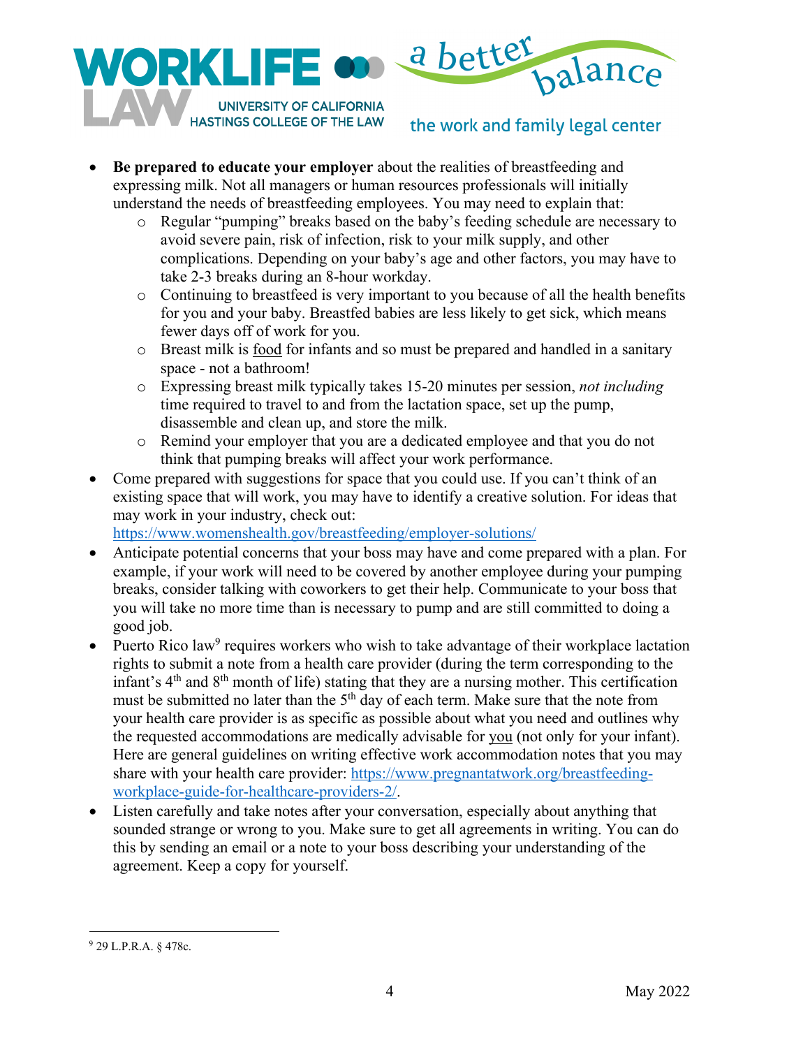- **Be prepared to educate your employer** about the realities of breastfeeding and expressing milk. Not all managers or human resources professionals will initially understand the needs of breastfeeding employees. You may need to explain that:
  - Regular "pumping" breaks based on the baby's feeding schedule are necessary to avoid severe pain, risk of infection, risk to your milk supply, and other complications. Depending on your baby's age and other factors, you may have to take 2-3 breaks during an 8-hour workday.
  - Continuing to breastfeed is very important to you because of all the health benefits for you and your baby. Breastfed babies are less likely to get sick, which means fewer days off of work for you.
  - Breast milk is <u>food</u> for infants and so must be prepared and handled in a sanitary space - not a bathroom!
  - Expressing breast milk typically takes 15-20 minutes per session, *not including* time required to travel to and from the lactation space, set up the pump, disassemble and clean up, and store the milk.
  - Remind your employer that you are a dedicated employee and that you do not think that pumping breaks will affect your work performance.
- Come prepared with suggestions for space that you could use. If you can't think of an existing space that will work, you may have to identify a creative solution. For ideas that may work in your industry, check out: https://www.womenshealth.gov/breastfeeding/employer-solutions/
- Anticipate potential concerns that your boss may have and come prepared with a plan. For example, if your work will need to be covered by another employee during your pumping breaks, consider talking with coworkers to get their help. Communicate to your boss that you will take no more time than is necessary to pump and are still committed to doing a good job.
- Puerto Rico law[9] requires workers who wish to take advantage of their workplace lactation rights to submit a note from a health care provider (during the term corresponding to the infant's 4th and 8th month of life) stating that they are a nursing mother. This certification must be submitted no later than the 5th day of each term. Make sure that the note from your health care provider is as specific as possible about what you need and outlines why the requested accommodations are medically advisable for <u>you</u> (not only for your infant). Here are general guidelines on writing effective work accommodation notes that you may share with your health care provider: https://www.pregnantatwork.org/breastfeeding-workplace-guide-for-healthcare-providers-2/.
- Listen carefully and take notes after your conversation, especially about anything that sounded strange or wrong to you. Make sure to get all agreements in writing. You can do this by sending an email or a note to your boss describing your understanding of the agreement. Keep a copy for yourself.

[9] 29 L.P.R.A. § 478c.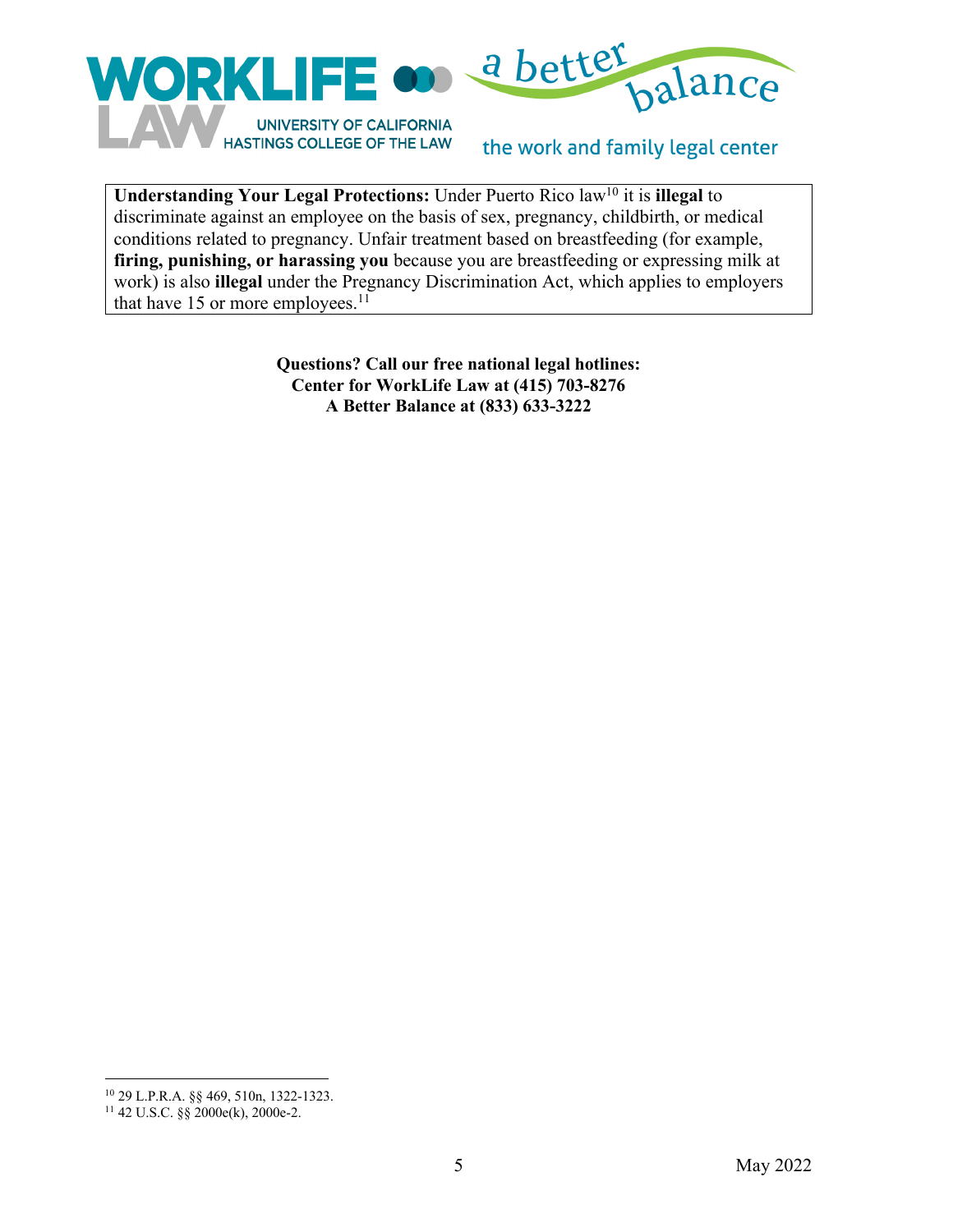**Understanding Your Legal Protections:** Under Puerto Rico law[10] it is **illegal** to discriminate against an employee on the basis of sex, pregnancy, childbirth, or medical conditions related to pregnancy. Unfair treatment based on breastfeeding (for example, **firing, punishing, or harassing you** because you are breastfeeding or expressing milk at work) is also **illegal** under the Pregnancy Discrimination Act, which applies to employers that have 15 or more employees.[11]

**Questions? Call our free national legal hotlines:**
**Center for WorkLife Law at (415) 703-8276**
**A Better Balance at (833) 633-3222**

[10] 29 L.P.R.A. §§ 469, 510n, 1322-1323.
[11] 42 U.S.C. §§ 2000e(k), 2000e-2.

May 2022